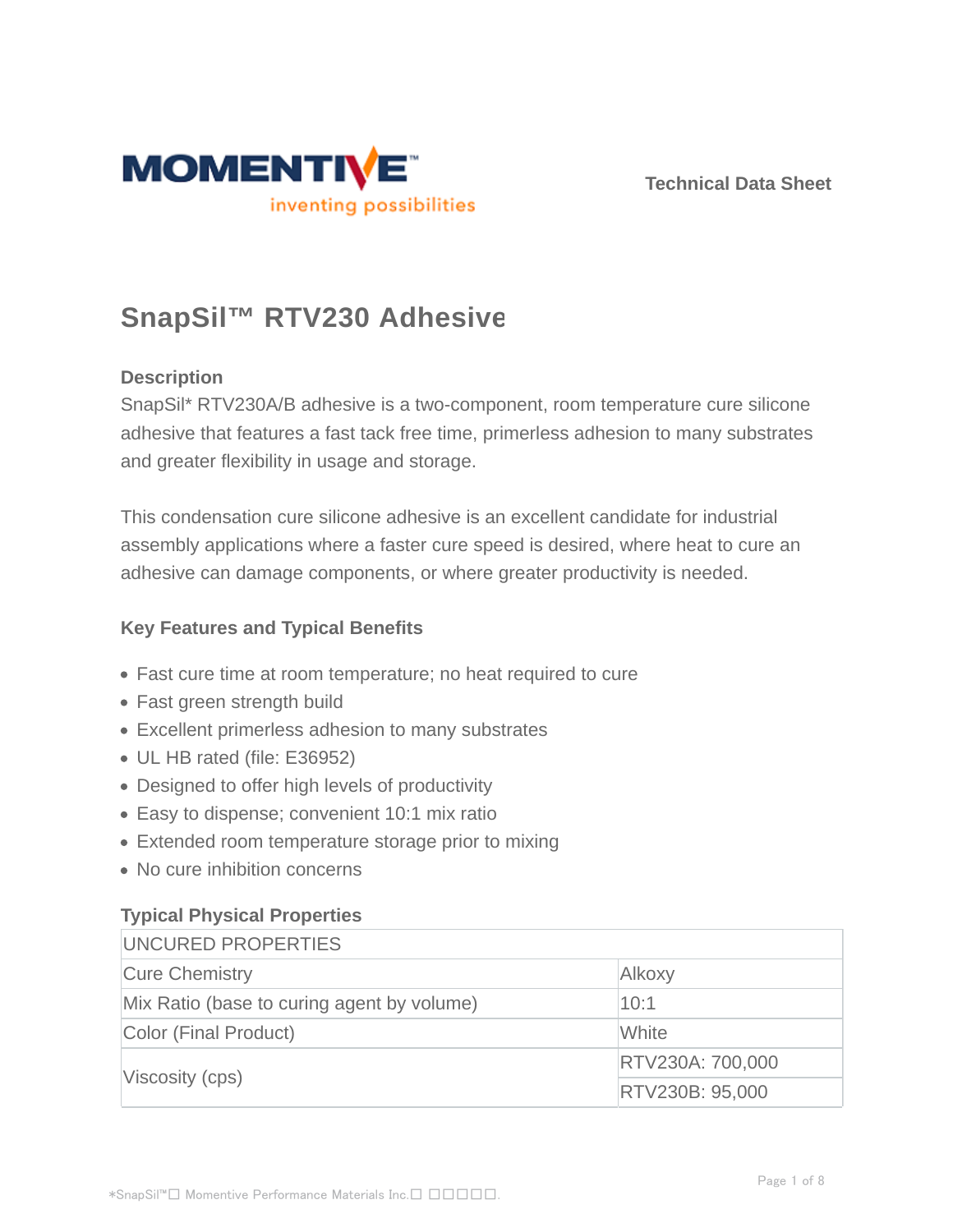Technical Data Sheet

# SnapSil™ RTV230 Adhesive

## Description

SnapSil* RTV230A/B adhesive is a two-component, room temperature cure silicone adhesive that features a fast tack free time, primerless adhesion to many substrates and greater flexibility in usage and storage.

This condensation cure silicone adhesive is an excellent candidate for industrial assembly applications where a faster cure speed is desired, where heat to cure an adhesive can damage components, or where greater productivity is needed.

## Key Features and Typical Benefits

- Fast cure time at room temperature; no heat required to cure
- Fast green strength build
- Excellent primerless adhesion to many substrates
- UL HB rated (file: E36952)
- Designed to offer high levels of productivity
- Easy to dispense; convenient 10:1 mix ratio
- Extended room temperature storage prior to mixing
- No cure inhibition concerns

## Typical Physical Properties

| UNCURED PROPERTIES | |
|---|---|
| Cure Chemistry | Alkoxy |
| Mix Ratio (base to curing agent by volume) | 10:1 |
| Color (Final Product) | White |
| Viscosity (cps) | RTV230A: 700,000 |
| | RTV230B: 95,000 |

*SnapSil™ Momentive Performance Materials Inc.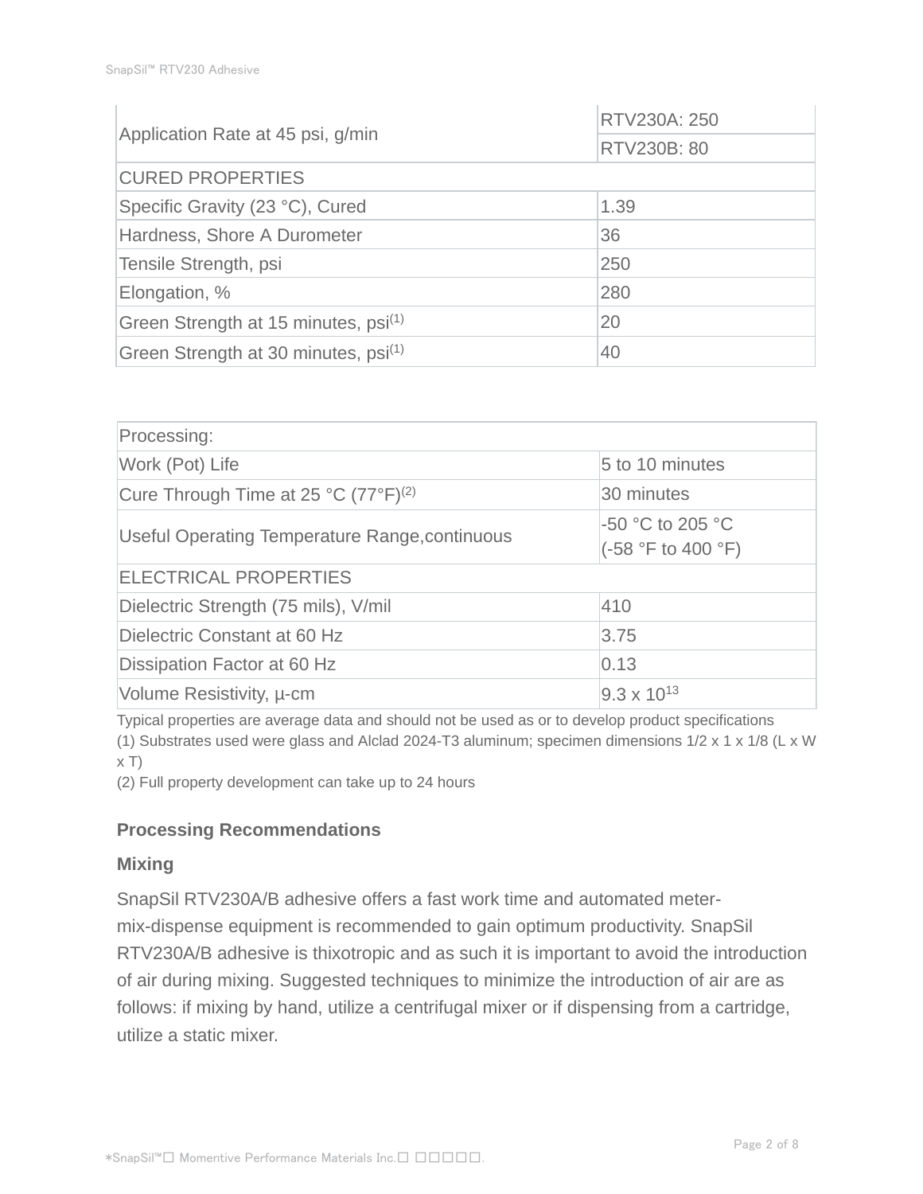| | |
|---|---|
| Application Rate at 45 psi, g/min | RTV230A: 250 |
| | RTV230B: 80 |
| CURED PROPERTIES | |
| Specific Gravity (23 °C), Cured | 1.39 |
| Hardness, Shore A Durometer | 36 |
| Tensile Strength, psi | 250 |
| Elongation, % | 280 |
| Green Strength at 15 minutes, psi(1) | 20 |
| Green Strength at 30 minutes, psi(1) | 40 |

| Processing: | |
|---|---|
| Work (Pot) Life | 5 to 10 minutes |
| Cure Through Time at 25 °C (77°F)(2) | 30 minutes |
| Useful Operating Temperature Range,continuous | -50 °C to 205 °C (-58 °F to 400 °F) |
| ELECTRICAL PROPERTIES | |
| Dielectric Strength (75 mils), V/mil | 410 |
| Dielectric Constant at 60 Hz | 3.75 |
| Dissipation Factor at 60 Hz | 0.13 |
| Volume Resistivity, µ-cm | $9.3 \times 10^{13}$ |

Typical properties are average data and should not be used as or to develop product specifications

(1) Substrates used were glass and Alclad 2024-T3 aluminum; specimen dimensions 1/2 x 1 x 1/8 (L x W x T)

(2) Full property development can take up to 24 hours

### Processing Recommendations

#### Mixing

SnapSil RTV230A/B adhesive offers a fast work time and automated meter-mix-dispense equipment is recommended to gain optimum productivity. SnapSil RTV230A/B adhesive is thixotropic and as such it is important to avoid the introduction of air during mixing. Suggested techniques to minimize the introduction of air are as follows: if mixing by hand, utilize a centrifugal mixer or if dispensing from a cartridge, utilize a static mixer.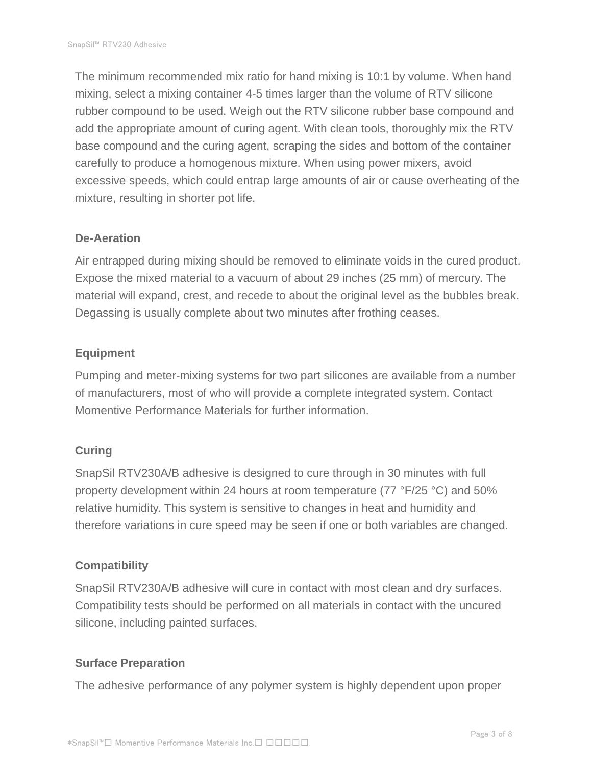The minimum recommended mix ratio for hand mixing is 10:1 by volume. When hand mixing, select a mixing container 4-5 times larger than the volume of RTV silicone rubber compound to be used. Weigh out the RTV silicone rubber base compound and add the appropriate amount of curing agent. With clean tools, thoroughly mix the RTV base compound and the curing agent, scraping the sides and bottom of the container carefully to produce a homogenous mixture. When using power mixers, avoid excessive speeds, which could entrap large amounts of air or cause overheating of the mixture, resulting in shorter pot life.

**De-Aeration**

Air entrapped during mixing should be removed to eliminate voids in the cured product. Expose the mixed material to a vacuum of about 29 inches (25 mm) of mercury. The material will expand, crest, and recede to about the original level as the bubbles break. Degassing is usually complete about two minutes after frothing ceases.

**Equipment**

Pumping and meter-mixing systems for two part silicones are available from a number of manufacturers, most of who will provide a complete integrated system. Contact Momentive Performance Materials for further information.

**Curing**

SnapSil RTV230A/B adhesive is designed to cure through in 30 minutes with full property development within 24 hours at room temperature (77 °F/25 °C) and 50% relative humidity. This system is sensitive to changes in heat and humidity and therefore variations in cure speed may be seen if one or both variables are changed.

**Compatibility**

SnapSil RTV230A/B adhesive will cure in contact with most clean and dry surfaces. Compatibility tests should be performed on all materials in contact with the uncured silicone, including painted surfaces.

**Surface Preparation**

The adhesive performance of any polymer system is highly dependent upon proper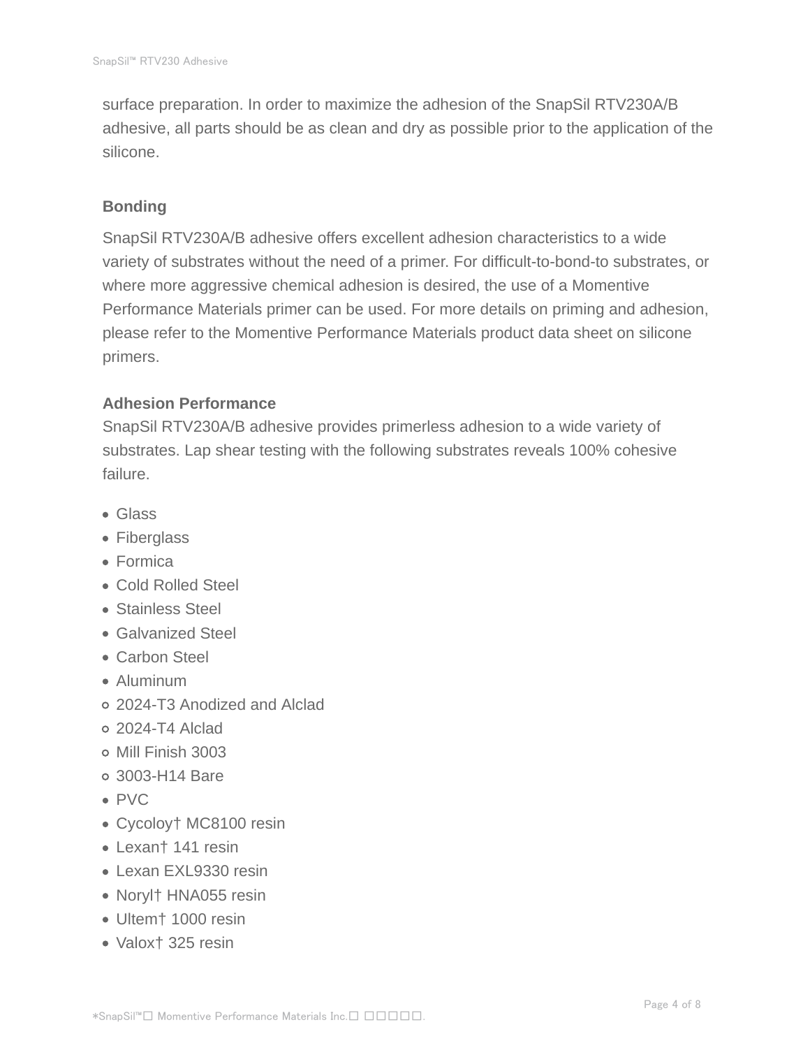surface preparation. In order to maximize the adhesion of the SnapSil RTV230A/B adhesive, all parts should be as clean and dry as possible prior to the application of the silicone.

### Bonding

SnapSil RTV230A/B adhesive offers excellent adhesion characteristics to a wide variety of substrates without the need of a primer. For difficult-to-bond-to substrates, or where more aggressive chemical adhesion is desired, the use of a Momentive Performance Materials primer can be used. For more details on priming and adhesion, please refer to the Momentive Performance Materials product data sheet on silicone primers.

### Adhesion Performance

SnapSil RTV230A/B adhesive provides primerless adhesion to a wide variety of substrates. Lap shear testing with the following substrates reveals 100% cohesive failure.

- Glass
- Fiberglass
- Formica
- Cold Rolled Steel
- Stainless Steel
- Galvanized Steel
- Carbon Steel
- Aluminum
  - 2024-T3 Anodized and Alclad
  - 2024-T4 Alclad
  - Mill Finish 3003
  - 3003-H14 Bare
- PVC
- Cycoloy† MC8100 resin
- Lexan† 141 resin
- Lexan EXL9330 resin
- Noryl† HNA055 resin
- Ultem† 1000 resin
- Valox† 325 resin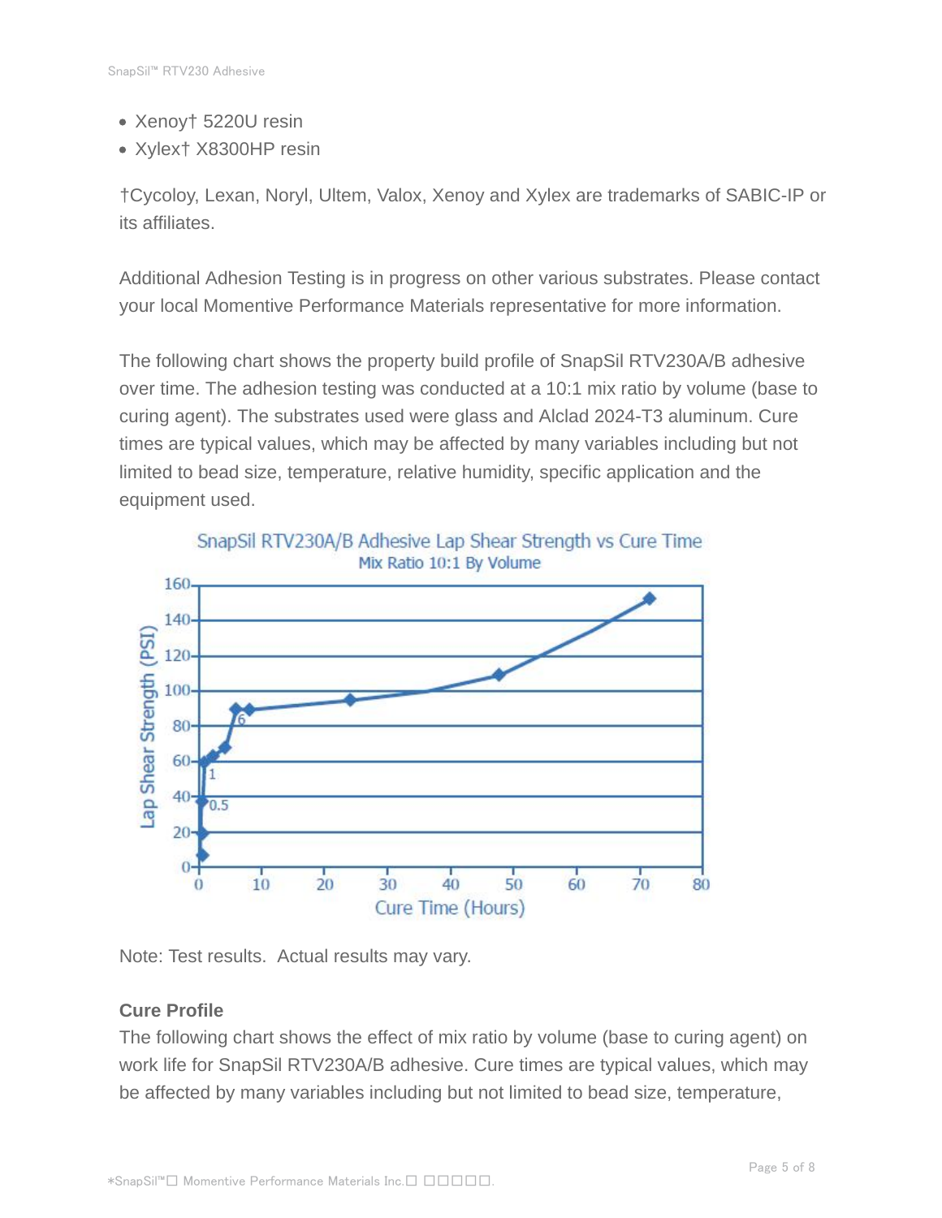- Xenoy† 5220U resin
- Xylex† X8300HP resin

†Cycoloy, Lexan, Noryl, Ultem, Valox, Xenoy and Xylex are trademarks of SABIC-IP or its affiliates.

Additional Adhesion Testing is in progress on other various substrates. Please contact your local Momentive Performance Materials representative for more information.

The following chart shows the property build profile of SnapSil RTV230A/B adhesive over time. The adhesion testing was conducted at a 10:1 mix ratio by volume (base to curing agent). The substrates used were glass and Alclad 2024-T3 aluminum. Cure times are typical values, which may be affected by many variables including but not limited to bead size, temperature, relative humidity, specific application and the equipment used.

SnapSil RTV230A/B Adhesive Lap Shear Strength vs Cure Time
Mix Ratio 10:1 By Volume

Note: Test results. Actual results may vary.

**Cure Profile**

The following chart shows the effect of mix ratio by volume (base to curing agent) on work life for SnapSil RTV230A/B adhesive. Cure times are typical values, which may be affected by many variables including but not limited to bead size, temperature,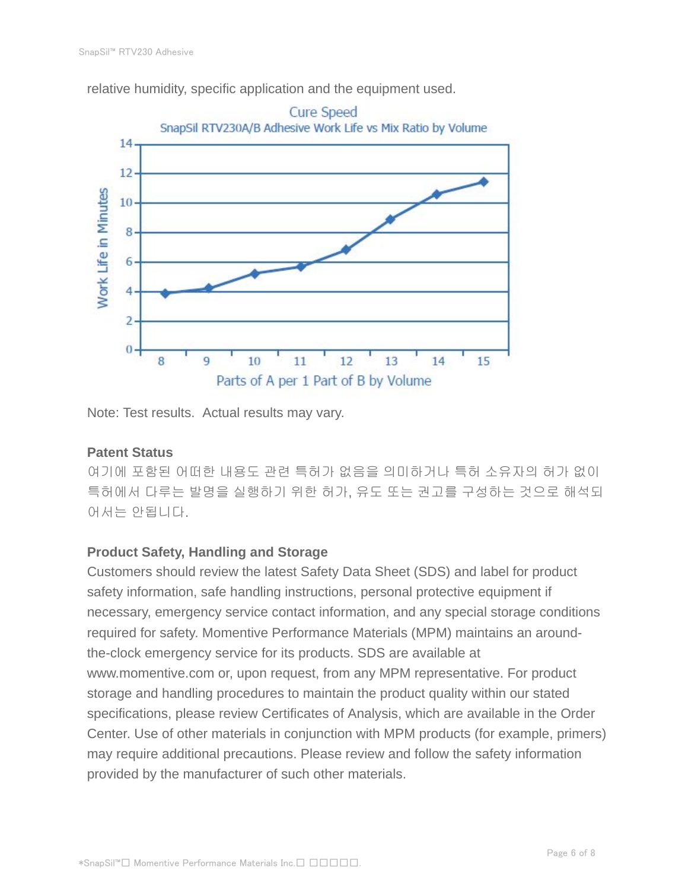relative humidity, specific application and the equipment used.

Note: Test results. Actual results may vary.

**Patent Status**

여기에 포함된 어떠한 내용도 관련 특허가 없음을 의미하거나 특허 소유자의 허가 없이 특허에서 다루는 발명을 실행하기 위한 허가, 유도 또는 권고를 구성하는 것으로 해석되어서는 안됩니다.

**Product Safety, Handling and Storage**

Customers should review the latest Safety Data Sheet (SDS) and label for product safety information, safe handling instructions, personal protective equipment if necessary, emergency service contact information, and any special storage conditions required for safety. Momentive Performance Materials (MPM) maintains an around-the-clock emergency service for its products. SDS are available at www.momentive.com or, upon request, from any MPM representative. For product storage and handling procedures to maintain the product quality within our stated specifications, please review Certificates of Analysis, which are available in the Order Center. Use of other materials in conjunction with MPM products (for example, primers) may require additional precautions. Please review and follow the safety information provided by the manufacturer of such other materials.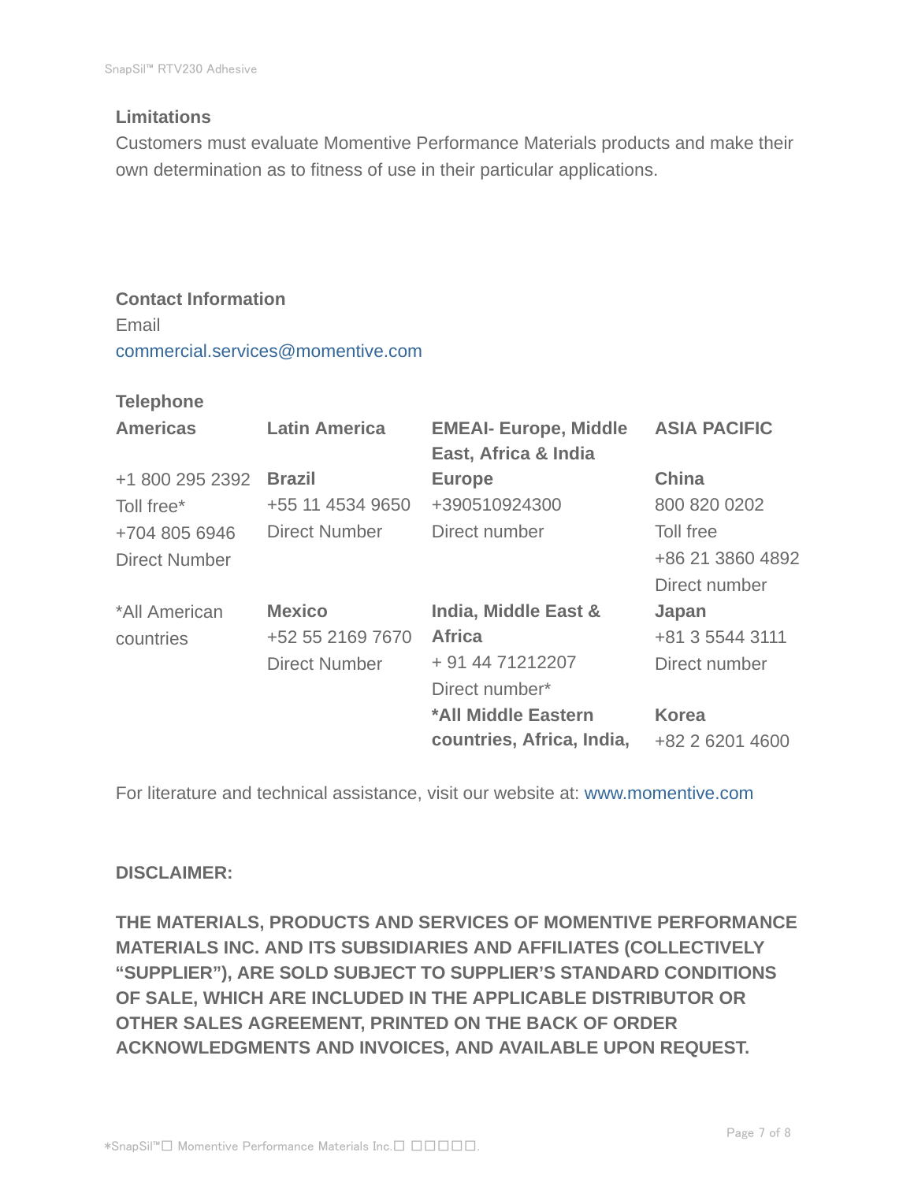## Limitations

Customers must evaluate Momentive Performance Materials products and make their own determination as to fitness of use in their particular applications.

## Contact Information

Email

commercial.services@momentive.com

**Telephone**

| Americas | Latin America | EMEAI- Europe, Middle East, Africa & India | ASIA PACIFIC |
|---|---|---|---|
| +1 800 295 2392<br>Toll free*<br>+704 805 6946<br>Direct Number | **Brazil**<br>+55 11 4534 9650<br>Direct Number | **Europe**<br>+390510924300<br>Direct number | **China**<br>800 820 0202<br>Toll free<br>+86 21 3860 4892<br>Direct number |
| *All American countries | **Mexico**<br>+52 55 2169 7670<br>Direct Number | **India, Middle East & Africa**<br>+ 91 44 71212207<br>Direct number* | **Japan**<br>+81 3 5544 3111<br>Direct number |
| | | ***All Middle Eastern countries, Africa, India,** | **Korea**<br>+82 2 6201 4600 |

For literature and technical assistance, visit our website at: www.momentive.com

**DISCLAIMER:**

**THE MATERIALS, PRODUCTS AND SERVICES OF MOMENTIVE PERFORMANCE MATERIALS INC. AND ITS SUBSIDIARIES AND AFFILIATES (COLLECTIVELY "SUPPLIER"), ARE SOLD SUBJECT TO SUPPLIER'S STANDARD CONDITIONS OF SALE, WHICH ARE INCLUDED IN THE APPLICABLE DISTRIBUTOR OR OTHER SALES AGREEMENT, PRINTED ON THE BACK OF ORDER ACKNOWLEDGMENTS AND INVOICES, AND AVAILABLE UPON REQUEST.**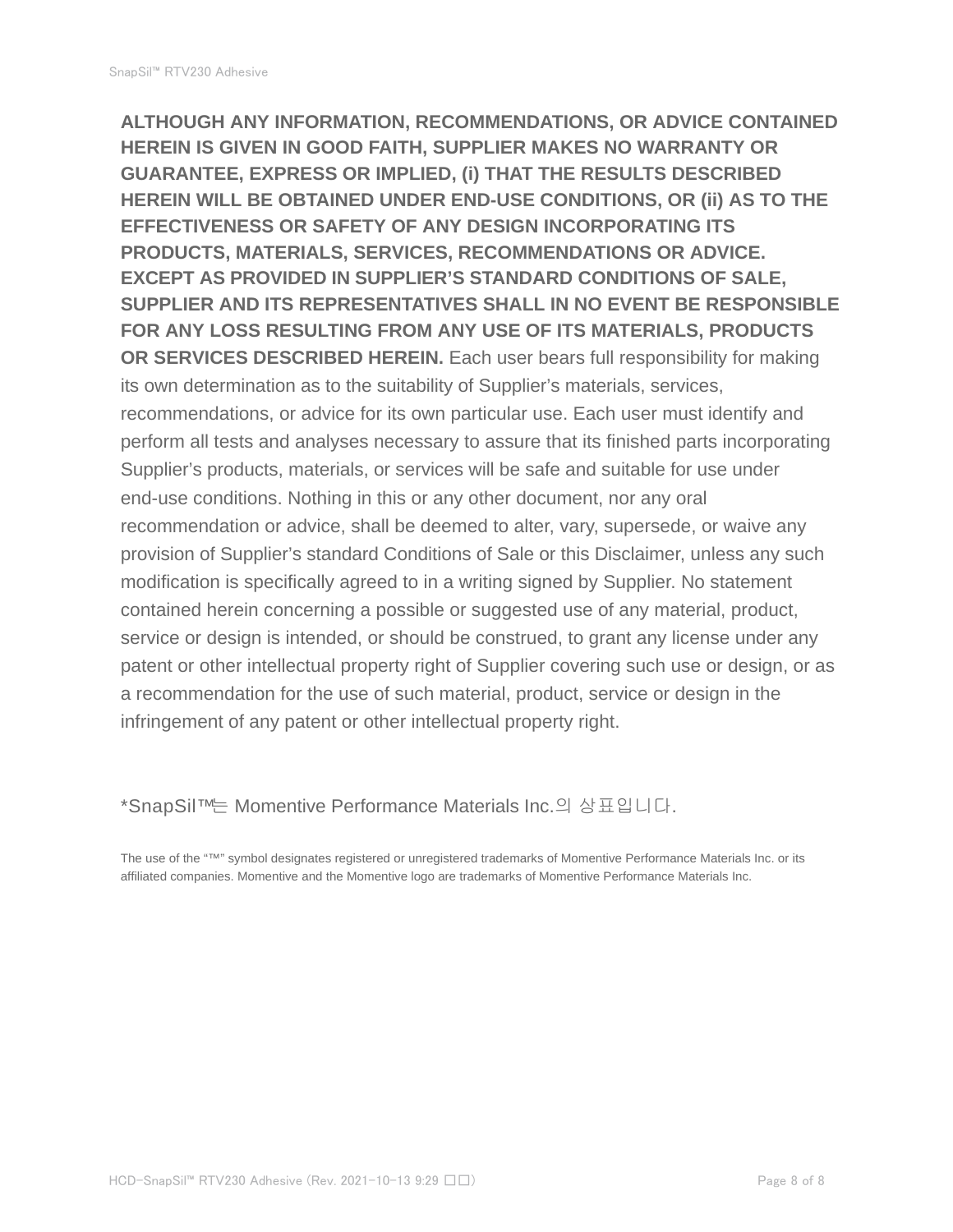**ALTHOUGH ANY INFORMATION, RECOMMENDATIONS, OR ADVICE CONTAINED HEREIN IS GIVEN IN GOOD FAITH, SUPPLIER MAKES NO WARRANTY OR GUARANTEE, EXPRESS OR IMPLIED, (i) THAT THE RESULTS DESCRIBED HEREIN WILL BE OBTAINED UNDER END-USE CONDITIONS, OR (ii) AS TO THE EFFECTIVENESS OR SAFETY OF ANY DESIGN INCORPORATING ITS PRODUCTS, MATERIALS, SERVICES, RECOMMENDATIONS OR ADVICE. EXCEPT AS PROVIDED IN SUPPLIER'S STANDARD CONDITIONS OF SALE, SUPPLIER AND ITS REPRESENTATIVES SHALL IN NO EVENT BE RESPONSIBLE FOR ANY LOSS RESULTING FROM ANY USE OF ITS MATERIALS, PRODUCTS OR SERVICES DESCRIBED HEREIN.** Each user bears full responsibility for making its own determination as to the suitability of Supplier's materials, services, recommendations, or advice for its own particular use. Each user must identify and perform all tests and analyses necessary to assure that its finished parts incorporating Supplier's products, materials, or services will be safe and suitable for use under end-use conditions. Nothing in this or any other document, nor any oral recommendation or advice, shall be deemed to alter, vary, supersede, or waive any provision of Supplier's standard Conditions of Sale or this Disclaimer, unless any such modification is specifically agreed to in a writing signed by Supplier. No statement contained herein concerning a possible or suggested use of any material, product, service or design is intended, or should be construed, to grant any license under any patent or other intellectual property right of Supplier covering such use or design, or as a recommendation for the use of such material, product, service or design in the infringement of any patent or other intellectual property right.

*SnapSil™는 Momentive Performance Materials Inc.의 상표입니다.

The use of the "™" symbol designates registered or unregistered trademarks of Momentive Performance Materials Inc. or its affiliated companies. Momentive and the Momentive logo are trademarks of Momentive Performance Materials Inc.